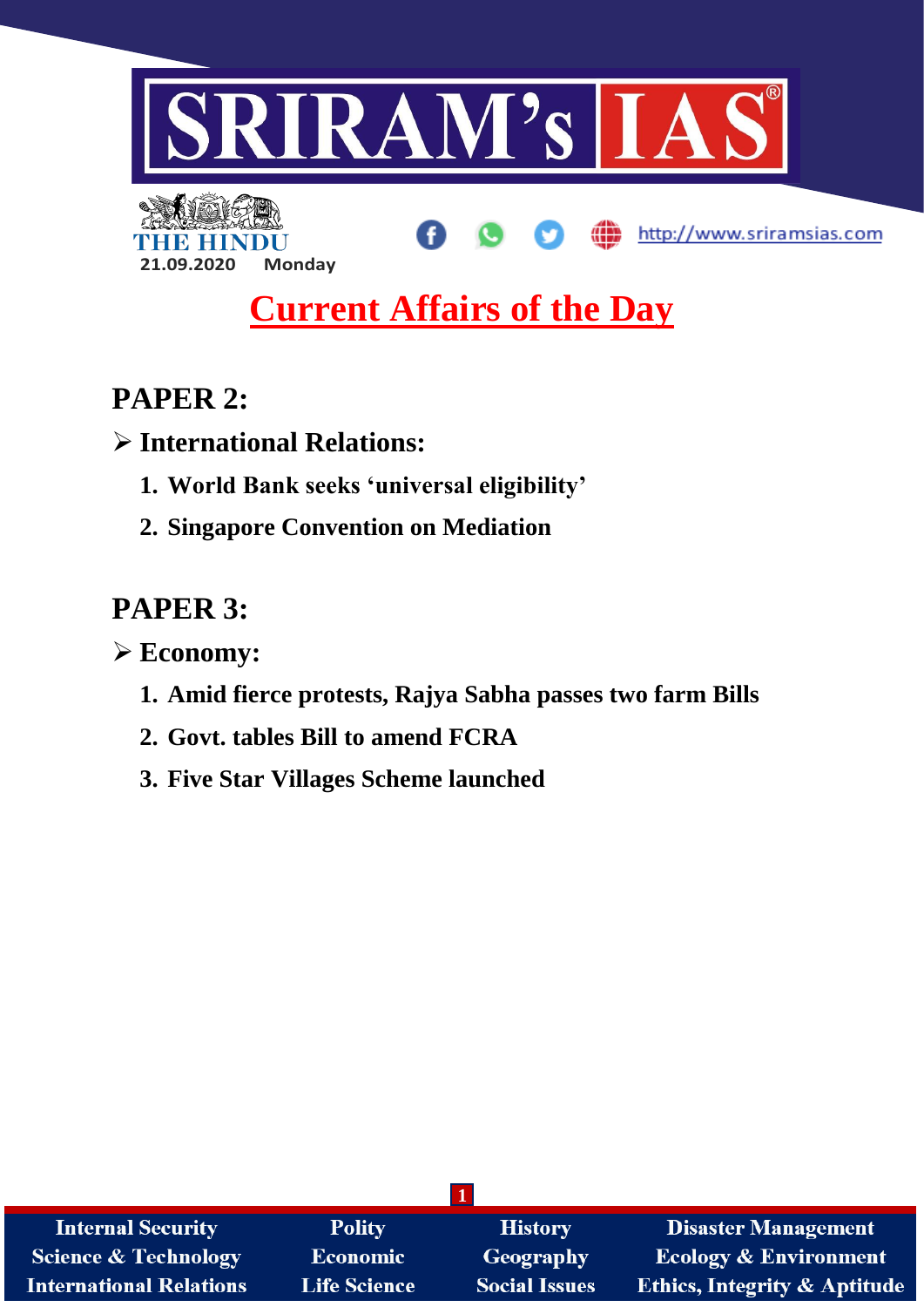SRIRAM's IAS

THE HINDU

21.09.2020 Monday

http://www.sriramsias.com

# Current Affairs of the Day

## PAPER 2:

### ➢ International Relations:

1. **World Bank seeks 'universal eligibility'**
2. **Singapore Convention on Mediation**

## PAPER 3:

### ➢ Economy:

1. **Amid fierce protests, Rajya Sabha passes two farm Bills**
2. **Govt. tables Bill to amend FCRA**
3. **Five Star Villages Scheme launched**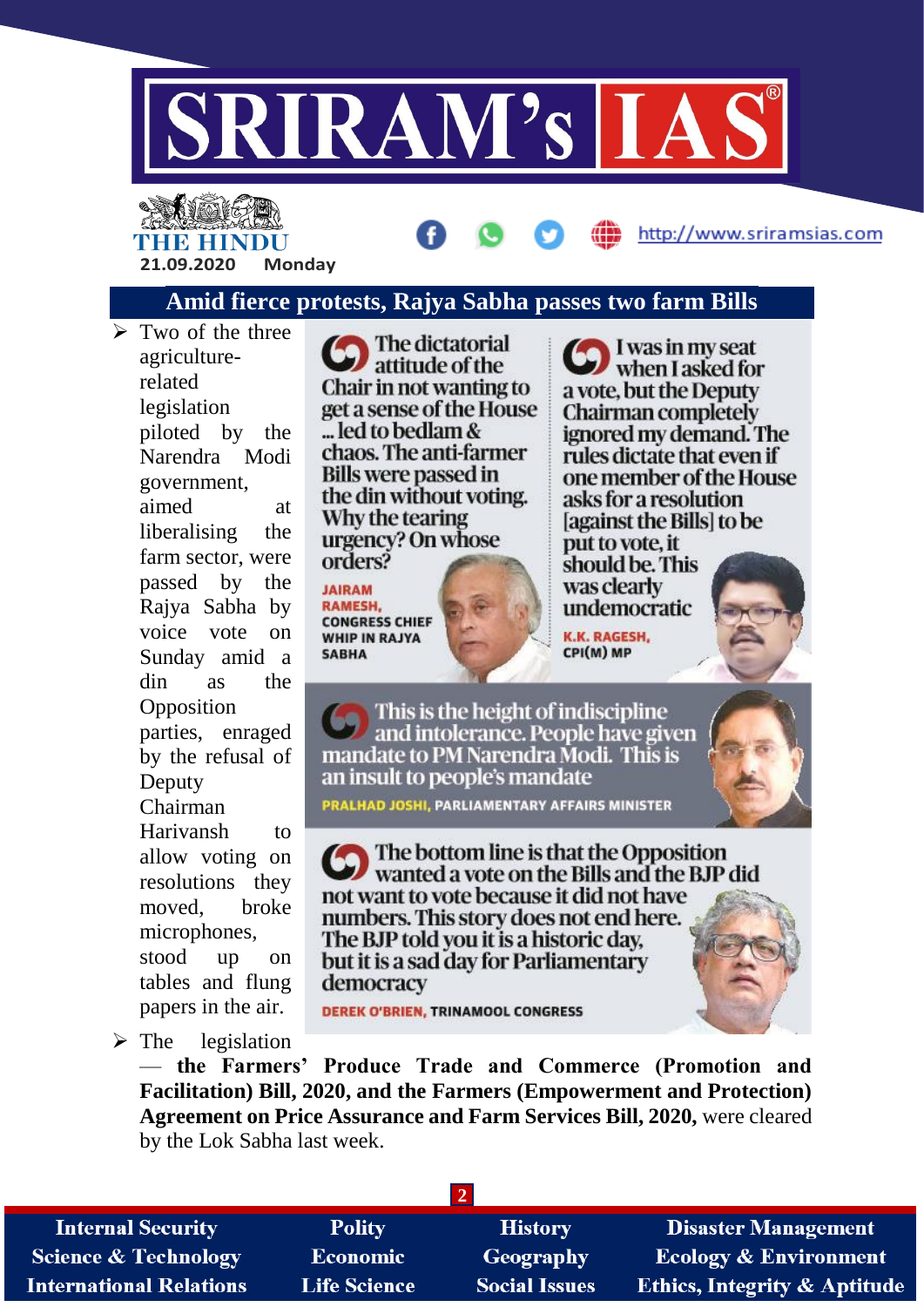## Amid fierce protests, Rajya Sabha passes two farm Bills

- Two of the three agriculture-related legislation piloted by the Narendra Modi government, aimed at liberalising the farm sector, were passed by the Rajya Sabha by voice vote on Sunday amid a din as the Opposition parties, enraged by the refusal of Deputy Chairman Harivansh to allow voting on resolutions they moved, broke microphones, stood up on tables and flung papers in the air.

> The dictatorial attitude of the Chair in not wanting to get a sense of the House ... led to bedlam & chaos. The anti-farmer Bills were passed in the din without voting. Why the tearing urgency? On whose orders?
>
> **JAIRAM RAMESH, CONGRESS CHIEF WHIP IN RAJYA SABHA**

> I was in my seat when I asked for a vote, but the Deputy Chairman completely ignored my demand. The rules dictate that even if one member of the House asks for a resolution [against the Bills] to be put to vote, it should be. This was clearly undemocratic
>
> **K.K. RAGESH, CPI(M) MP**

> This is the height of indiscipline and intolerance. People have given mandate to PM Narendra Modi. This is an insult to people's mandate
>
> **PRALHAD JOSHI, PARLIAMENTARY AFFAIRS MINISTER**

> The bottom line is that the Opposition wanted a vote on the Bills and the BJP did not want to vote because it did not have numbers. This story does not end here. The BJP told you it is a historic day, but it is a sad day for Parliamentary democracy
>
> **DEREK O'BRIEN, TRINAMOOL CONGRESS**

- The legislation — **the Farmers' Produce Trade and Commerce (Promotion and Facilitation) Bill, 2020, and the Farmers (Empowerment and Protection) Agreement on Price Assurance and Farm Services Bill, 2020,** were cleared by the Lok Sabha last week.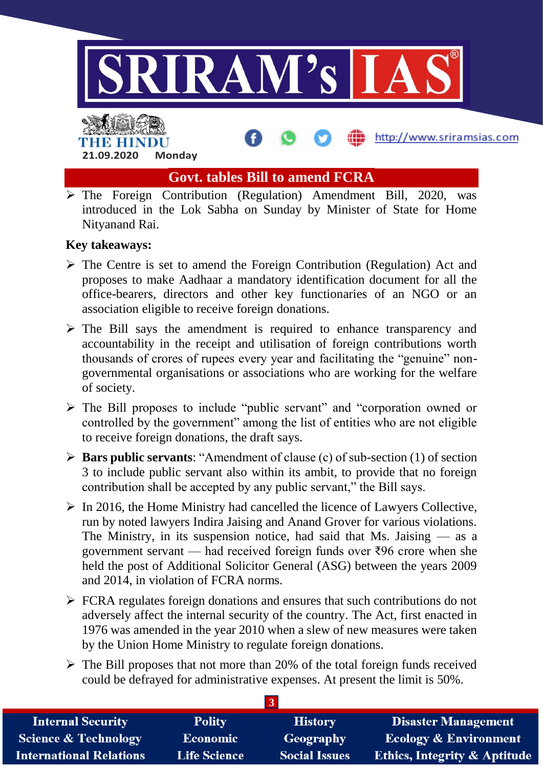# Govt. tables Bill to amend FCRA

- The Foreign Contribution (Regulation) Amendment Bill, 2020, was introduced in the Lok Sabha on Sunday by Minister of State for Home Nityanand Rai.

**Key takeaways:**

- The Centre is set to amend the Foreign Contribution (Regulation) Act and proposes to make Aadhaar a mandatory identification document for all the office-bearers, directors and other key functionaries of an NGO or an association eligible to receive foreign donations.
- The Bill says the amendment is required to enhance transparency and accountability in the receipt and utilisation of foreign contributions worth thousands of crores of rupees every year and facilitating the "genuine" non-governmental organisations or associations who are working for the welfare of society.
- The Bill proposes to include "public servant" and "corporation owned or controlled by the government" among the list of entities who are not eligible to receive foreign donations, the draft says.
- **Bars public servants**: "Amendment of clause (c) of sub-section (1) of section 3 to include public servant also within its ambit, to provide that no foreign contribution shall be accepted by any public servant," the Bill says.
- In 2016, the Home Ministry had cancelled the licence of Lawyers Collective, run by noted lawyers Indira Jaising and Anand Grover for various violations. The Ministry, in its suspension notice, had said that Ms. Jaising — as a government servant — had received foreign funds over ₹96 crore when she held the post of Additional Solicitor General (ASG) between the years 2009 and 2014, in violation of FCRA norms.
- FCRA regulates foreign donations and ensures that such contributions do not adversely affect the internal security of the country. The Act, first enacted in 1976 was amended in the year 2010 when a slew of new measures were taken by the Union Home Ministry to regulate foreign donations.
- The Bill proposes that not more than 20% of the total foreign funds received could be defrayed for administrative expenses. At present the limit is 50%.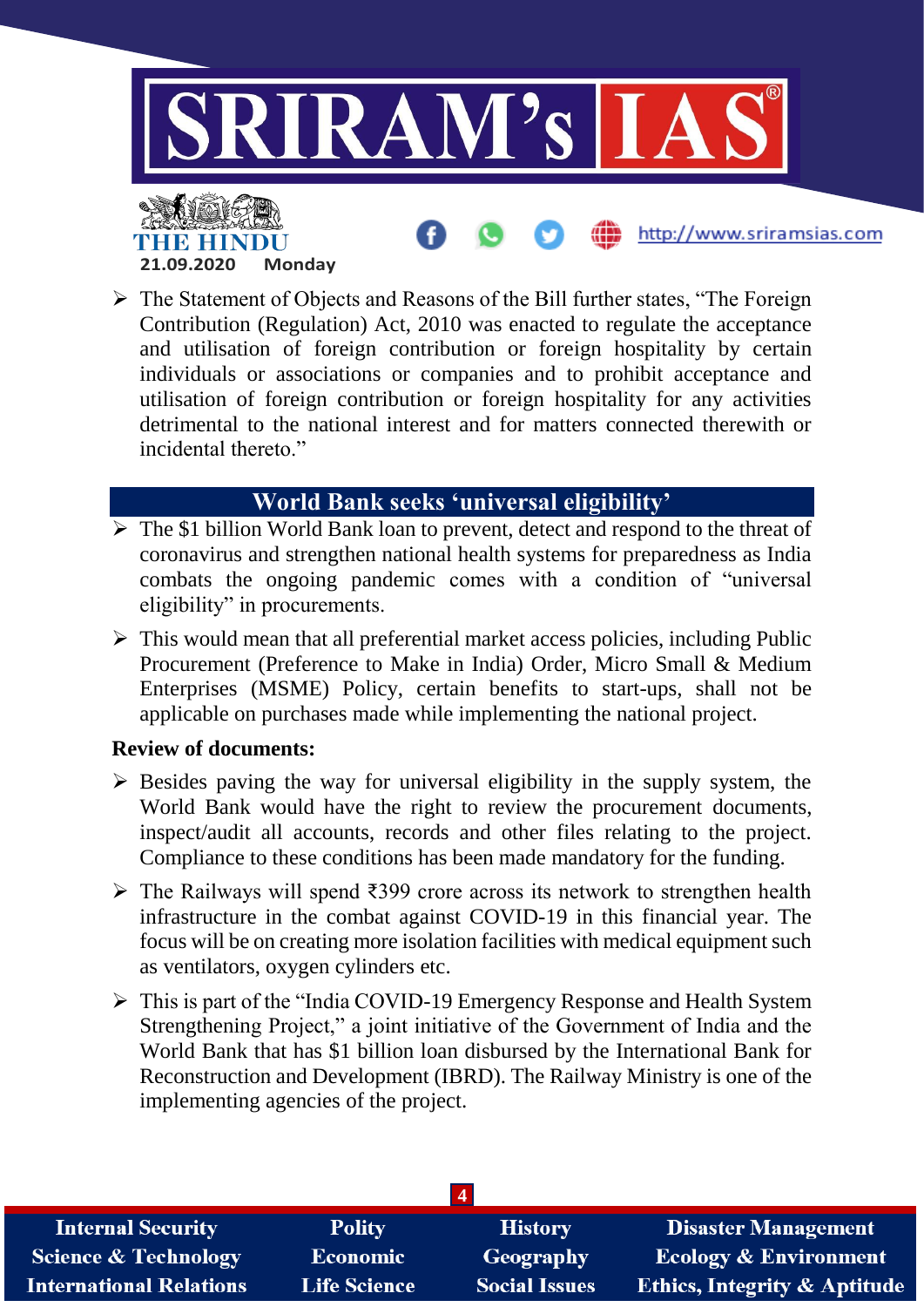- The Statement of Objects and Reasons of the Bill further states, "The Foreign Contribution (Regulation) Act, 2010 was enacted to regulate the acceptance and utilisation of foreign contribution or foreign hospitality by certain individuals or associations or companies and to prohibit acceptance and utilisation of foreign contribution or foreign hospitality for any activities detrimental to the national interest and for matters connected therewith or incidental thereto."

## World Bank seeks 'universal eligibility'

- The $1 billion World Bank loan to prevent, detect and respond to the threat of coronavirus and strengthen national health systems for preparedness as India combats the ongoing pandemic comes with a condition of "universal eligibility" in procurements.
- This would mean that all preferential market access policies, including Public Procurement (Preference to Make in India) Order, Micro Small & Medium Enterprises (MSME) Policy, certain benefits to start-ups, shall not be applicable on purchases made while implementing the national project.

**Review of documents:**

- Besides paving the way for universal eligibility in the supply system, the World Bank would have the right to review the procurement documents, inspect/audit all accounts, records and other files relating to the project. Compliance to these conditions has been made mandatory for the funding.
- The Railways will spend ₹399 crore across its network to strengthen health infrastructure in the combat against COVID-19 in this financial year. The focus will be on creating more isolation facilities with medical equipment such as ventilators, oxygen cylinders etc.
- This is part of the "India COVID-19 Emergency Response and Health System Strengthening Project," a joint initiative of the Government of India and the World Bank that has $1 billion loan disbursed by the International Bank for Reconstruction and Development (IBRD). The Railway Ministry is one of the implementing agencies of the project.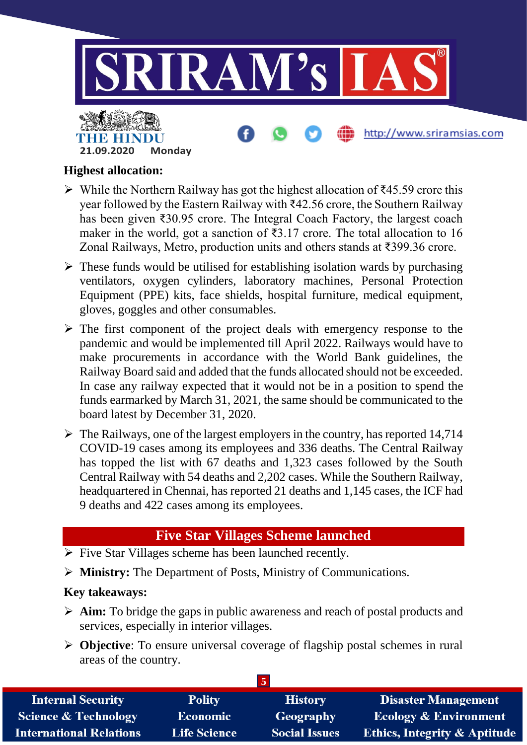**Highest allocation:**

- While the Northern Railway has got the highest allocation of ₹45.59 crore this year followed by the Eastern Railway with ₹42.56 crore, the Southern Railway has been given ₹30.95 crore. The Integral Coach Factory, the largest coach maker in the world, got a sanction of ₹3.17 crore. The total allocation to 16 Zonal Railways, Metro, production units and others stands at ₹399.36 crore.
- These funds would be utilised for establishing isolation wards by purchasing ventilators, oxygen cylinders, laboratory machines, Personal Protection Equipment (PPE) kits, face shields, hospital furniture, medical equipment, gloves, goggles and other consumables.
- The first component of the project deals with emergency response to the pandemic and would be implemented till April 2022. Railways would have to make procurements in accordance with the World Bank guidelines, the Railway Board said and added that the funds allocated should not be exceeded. In case any railway expected that it would not be in a position to spend the funds earmarked by March 31, 2021, the same should be communicated to the board latest by December 31, 2020.
- The Railways, one of the largest employers in the country, has reported 14,714 COVID-19 cases among its employees and 336 deaths. The Central Railway has topped the list with 67 deaths and 1,323 cases followed by the South Central Railway with 54 deaths and 2,202 cases. While the Southern Railway, headquartered in Chennai, has reported 21 deaths and 1,145 cases, the ICF had 9 deaths and 422 cases among its employees.

## Five Star Villages Scheme launched

- Five Star Villages scheme has been launched recently.
- **Ministry:** The Department of Posts, Ministry of Communications.

**Key takeaways:**

- **Aim:** To bridge the gaps in public awareness and reach of postal products and services, especially in interior villages.
- **Objective**: To ensure universal coverage of flagship postal schemes in rural areas of the country.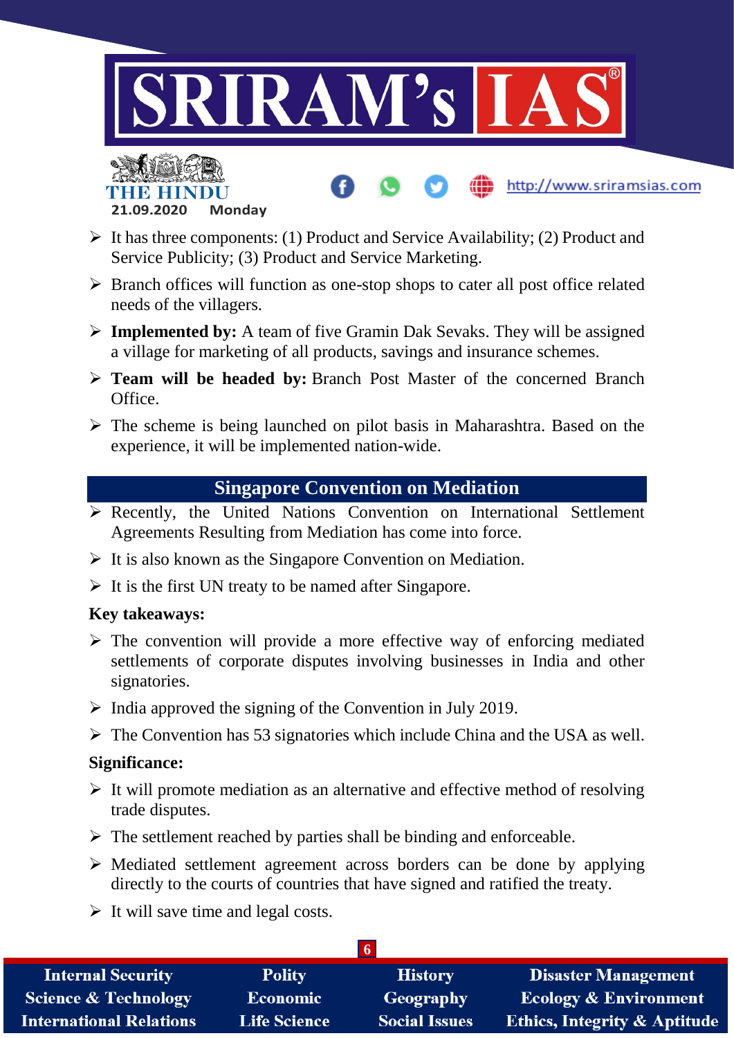- It has three components: (1) Product and Service Availability; (2) Product and Service Publicity; (3) Product and Service Marketing.
- Branch offices will function as one-stop shops to cater all post office related needs of the villagers.
- **Implemented by:** A team of five Gramin Dak Sevaks. They will be assigned a village for marketing of all products, savings and insurance schemes.
- **Team will be headed by:** Branch Post Master of the concerned Branch Office.
- The scheme is being launched on pilot basis in Maharashtra. Based on the experience, it will be implemented nation-wide.

## Singapore Convention on Mediation

- Recently, the United Nations Convention on International Settlement Agreements Resulting from Mediation has come into force.
- It is also known as the Singapore Convention on Mediation.
- It is the first UN treaty to be named after Singapore.

**Key takeaways:**

- The convention will provide a more effective way of enforcing mediated settlements of corporate disputes involving businesses in India and other signatories.
- India approved the signing of the Convention in July 2019.
- The Convention has 53 signatories which include China and the USA as well.

**Significance:**

- It will promote mediation as an alternative and effective method of resolving trade disputes.
- The settlement reached by parties shall be binding and enforceable.
- Mediated settlement agreement across borders can be done by applying directly to the courts of countries that have signed and ratified the treaty.
- It will save time and legal costs.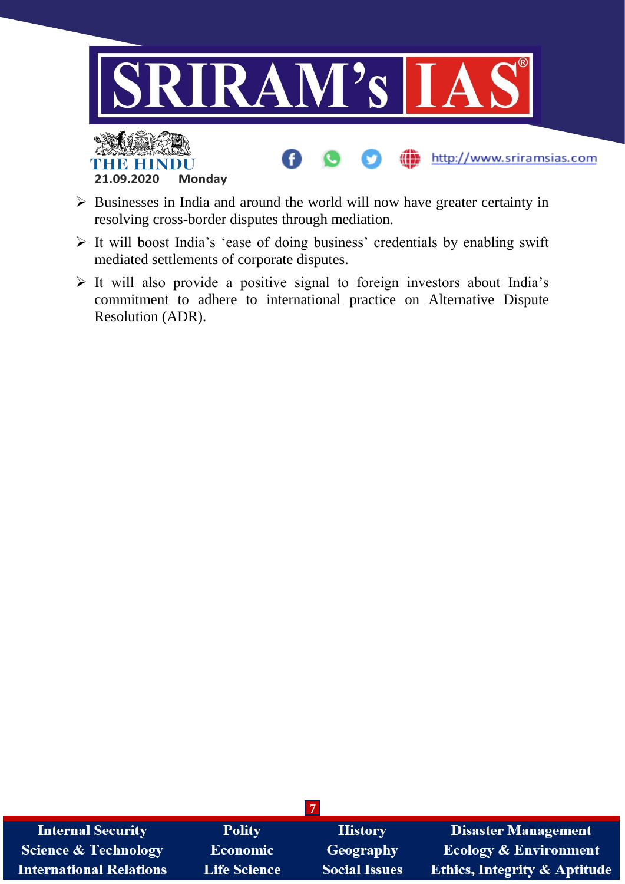- Businesses in India and around the world will now have greater certainty in resolving cross-border disputes through mediation.
- It will boost India's 'ease of doing business' credentials by enabling swift mediated settlements of corporate disputes.
- It will also provide a positive signal to foreign investors about India's commitment to adhere to international practice on Alternative Dispute Resolution (ADR).